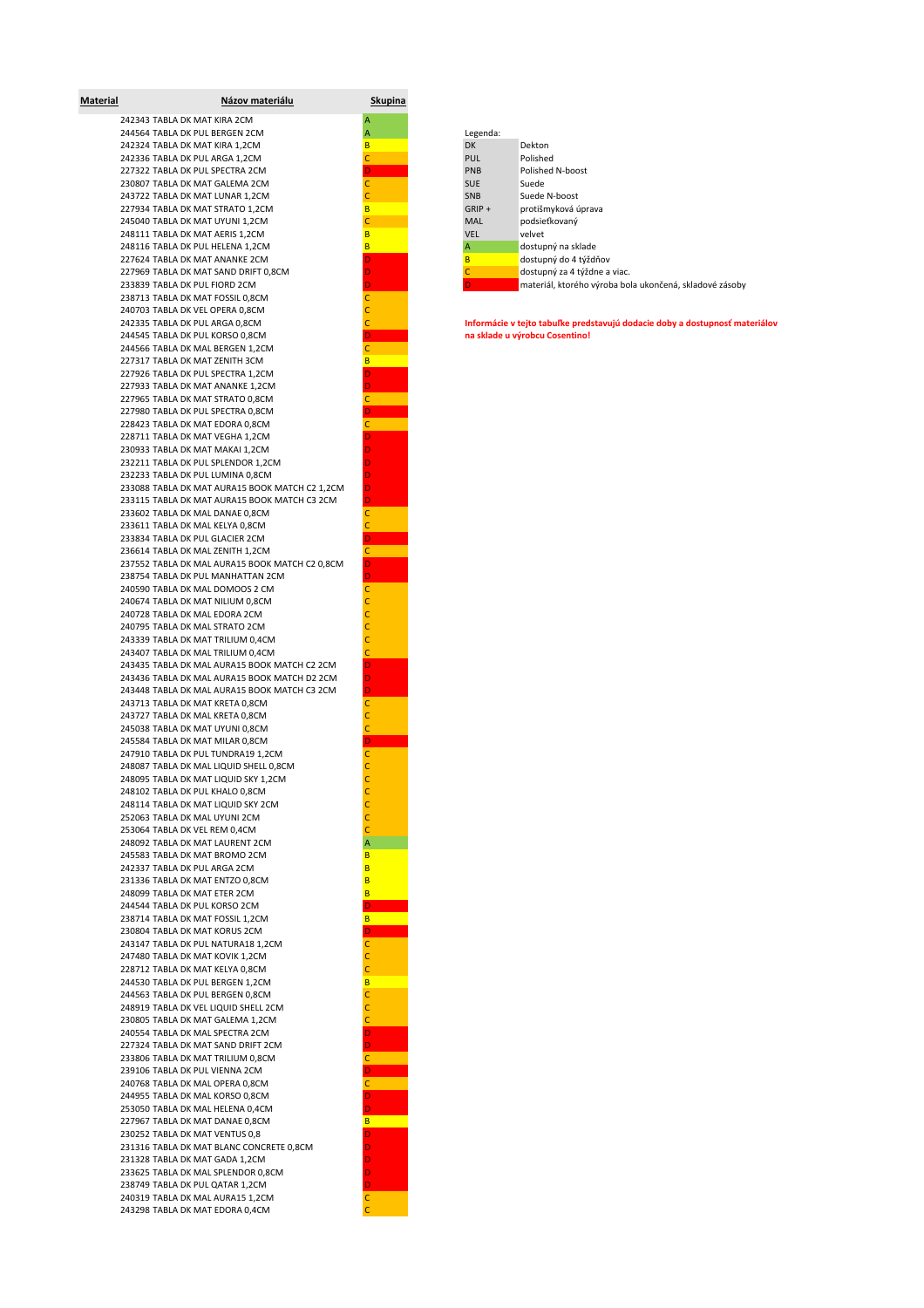| Material | Názov materiálu | Skupina |
|---|---|---|
| 242343 | TABLA DK MAT KIRA 2CM | A |
| 244564 | TABLA DK PUL BERGEN 2CM | A |
| 242324 | TABLA DK MAT KIRA 1,2CM | B |
| 242336 | TABLA DK PUL ARGA 1,2CM | C |
| 227322 | TABLA DK PUL SPECTRA 2CM | D |
| 230807 | TABLA DK MAT GALEMA 2CM | C |
| 243722 | TABLA DK MAT LUNAR 1,2CM | C |
| 227934 | TABLA DK MAT STRATO 1,2CM | B |
| 245040 | TABLA DK MAT UYUNI 1,2CM | C |
| 248111 | TABLA DK MAT AERIS 1,2CM | B |
| 248116 | TABLA DK PUL HELENA 1,2CM | B |
| 227624 | TABLA DK MAT ANANKE 2CM | D |
| 227969 | TABLA DK MAT SAND DRIFT 0,8CM | D |
| 233839 | TABLA DK PUL FIORD 2CM | D |
| 238713 | TABLA DK MAT FOSSIL 0,8CM | C |
| 240703 | TABLA DK VEL OPERA 0,8CM | C |
| 242335 | TABLA DK PUL ARGA 0,8CM | C |
| 244545 | TABLA DK PUL KORSO 0,8CM | D |
| 244566 | TABLA DK MAL BERGEN 1,2CM | C |
| 227317 | TABLA DK MAT ZENITH 3CM | B |
| 227926 | TABLA DK PUL SPECTRA 1,2CM | D |
| 227933 | TABLA DK MAT ANANKE 1,2CM | D |
| 227965 | TABLA DK MAT STRATO 0,8CM | C |
| 227980 | TABLA DK PUL SPECTRA 0,8CM | D |
| 228423 | TABLA DK MAT EDORA 0,8CM | C |
| 228711 | TABLA DK MAT VEGHA 1,2CM | D |
| 230933 | TABLA DK MAT MAKAI 1,2CM | D |
| 232211 | TABLA DK PUL SPLENDOR 1,2CM | D |
| 232233 | TABLA DK PUL LUMINA 0,8CM | D |
| 233088 | TABLA DK MAT AURA15 BOOK MATCH C2 1,2CM | D |
| 233115 | TABLA DK MAT AURA15 BOOK MATCH C3 2CM | D |
| 233602 | TABLA DK MAL DANAE 0,8CM | C |
| 233611 | TABLA DK MAL KELYA 0,8CM | C |
| 233834 | TABLA DK PUL GLACIER 2CM | D |
| 236614 | TABLA DK MAL ZENITH 1,2CM | C |
| 237552 | TABLA DK MAL AURA15 BOOK MATCH C2 0,8CM | D |
| 238754 | TABLA DK PUL MANHATTAN 2CM | D |
| 240590 | TABLA DK MAL DOMOOS 2 CM | C |
| 240674 | TABLA DK MAT NILIUM 0,8CM | C |
| 240728 | TABLA DK MAL EDORA 2CM | C |
| 240795 | TABLA DK MAL STRATO 2CM | C |
| 243339 | TABLA DK MAT TRILIUM 0,4CM | C |
| 243407 | TABLA DK MAL TRILIUM 0,4CM | C |
| 243435 | TABLA DK MAL AURA15 BOOK MATCH C2 2CM | D |
| 243436 | TABLA DK MAL AURA15 BOOK MATCH D2 2CM | D |
| 243448 | TABLA DK MAL AURA15 BOOK MATCH C3 2CM | D |
| 243713 | TABLA DK MAT KRETA 0,8CM | C |
| 243727 | TABLA DK MAL KRETA 0,8CM | C |
| 245038 | TABLA DK MAT UYUNI 0,8CM | C |
| 245584 | TABLA DK MAT MILAR 0,8CM | D |
| 247910 | TABLA DK PUL TUNDRA19 1,2CM | C |
| 248087 | TABLA DK MAL LIQUID SHELL 0,8CM | C |
| 248095 | TABLA DK MAT LIQUID SKY 1,2CM | C |
| 248102 | TABLA DK PUL KHALO 0,8CM | C |
| 248114 | TABLA DK MAT LIQUID SKY 2CM | C |
| 252063 | TABLA DK MAL UYUNI 2CM | C |
| 253064 | TABLA DK VEL REM 0,4CM | C |
| 248092 | TABLA DK MAT LAURENT 2CM | A |
| 245583 | TABLA DK MAT BROMO 2CM | B |
| 242337 | TABLA DK PUL ARGA 2CM | B |
| 231336 | TABLA DK MAT ENTZO 0,8CM | B |
| 248099 | TABLA DK MAT ETER 2CM | B |
| 244544 | TABLA DK PUL KORSO 2CM | D |
| 238714 | TABLA DK MAT FOSSIL 1,2CM | B |
| 230804 | TABLA DK MAT KORUS 2CM | D |
| 243147 | TABLA DK PUL NATURA18 1,2CM | C |
| 247480 | TABLA DK MAT KOVIK 1,2CM | C |
| 228712 | TABLA DK MAT KELYA 0,8CM | C |
| 244530 | TABLA DK PUL BERGEN 1,2CM | B |
| 244563 | TABLA DK PUL BERGEN 0,8CM | C |
| 248919 | TABLA DK VEL LIQUID SHELL 2CM | C |
| 230805 | TABLA DK MAT GALEMA 1,2CM | C |
| 240554 | TABLA DK MAL SPECTRA 2CM | D |
| 227324 | TABLA DK MAT SAND DRIFT 2CM | D |
| 233806 | TABLA DK MAT TRILIUM 0,8CM | C |
| 239106 | TABLA DK PUL VIENNA 2CM | D |
| 240768 | TABLA DK MAL OPERA 0,8CM | C |
| 244955 | TABLA DK MAL KORSO 0,8CM | D |
| 253050 | TABLA DK MAL HELENA 0,4CM | D |
| 227967 | TABLA DK MAT DANAE 0,8CM | B |
| 230252 | TABLA DK MAT VENTUS 0,8 | D |
| 231316 | TABLA DK MAT BLANC CONCRETE 0,8CM | D |
| 231328 | TABLA DK MAT GADA 1,2CM | D |
| 233625 | TABLA DK MAL SPLENDOR 0,8CM | D |
| 238749 | TABLA DK PUL QATAR 1,2CM | D |
| 240319 | TABLA DK MAL AURA15 1,2CM | C |
| 243298 | TABLA DK MAT EDORA 0,4CM | C |

Legenda:

| Skratka | Význam |
|---|---|
| DK | Dekton |
| PUL | Polished |
| PNB | Polished N-boost |
| SUE | Suede |
| SNB | Suede N-boost |
| GRIP + | protišmyková úprava |
| MAL | podsieťkovaný |
| VEL | velvet |
| A | dostupný na sklade |
| B | dostupný do 4 týždňov |
| C | dostupný za 4 týždne a viac. |
| D | materiál, ktorého výroba bola ukončená, skladové zásoby |

**Informácie v tejto tabuľke predstavujú dodacie doby a dostupnosť materiálov na sklade u výrobcu Cosentino!**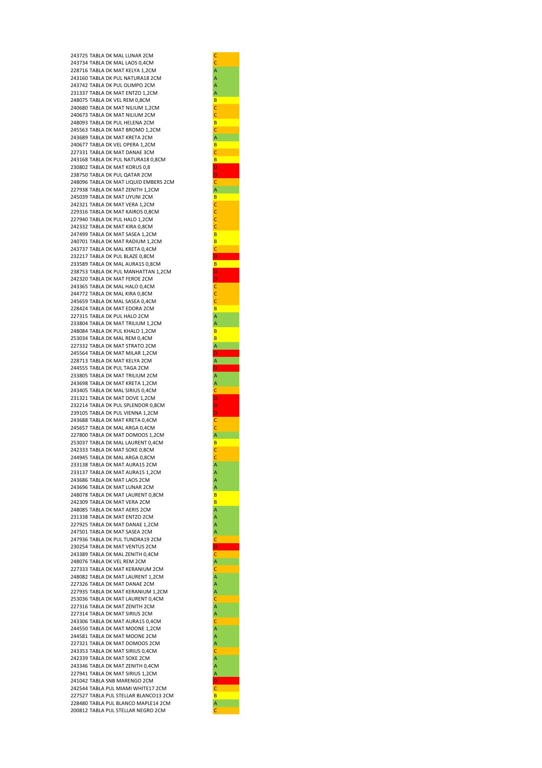| Code | Description | Class |
|---|---|---|
| 243725 | TABLA DK MAL LUNAR 2CM | C |
| 243734 | TABLA DK MAL LAOS 0,4CM | C |
| 228716 | TABLA DK MAT KELYA 1,2CM | A |
| 243160 | TABLA DK PUL NATURA18 2CM | A |
| 243742 | TABLA DK PUL OLIMPO 2CM | A |
| 231337 | TABLA DK MAT ENTZO 1,2CM | A |
| 248075 | TABLA DK VEL REM 0,8CM | B |
| 240680 | TABLA DK MAT NILIUM 1,2CM | C |
| 240673 | TABLA DK MAT NILIUM 2CM | C |
| 248093 | TABLA DK PUL HELENA 2CM | B |
| 245563 | TABLA DK MAT BROMO 1,2CM | C |
| 243689 | TABLA DK MAT KRETA 2CM | A |
| 240677 | TABLA DK VEL OPERA 1,2CM | B |
| 227331 | TABLA DK MAT DANAE 3CM | C |
| 243168 | TABLA DK PUL NATURA18 0,8CM | B |
| 230802 | TABLA DK MAT KORUS 0,8 | D |
| 238750 | TABLA DK PUL QATAR 2CM | D |
| 248096 | TABLA DK MAT LIQUID EMBERS 2CM | C |
| 227938 | TABLA DK MAT ZENITH 1,2CM | A |
| 245039 | TABLA DK MAT UYUNI 2CM | B |
| 242321 | TABLA DK MAT VERA 1,2CM | C |
| 229316 | TABLA DK MAT KAIROS 0,8CM | C |
| 227940 | TABLA DK PUL HALO 1,2CM | C |
| 242332 | TABLA DK MAT KIRA 0,8CM | C |
| 247499 | TABLA DK MAT SASEA 1,2CM | B |
| 240701 | TABLA DK MAT RADIUM 1,2CM | B |
| 243737 | TABLA DK MAL KRETA 0,4CM | C |
| 232217 | TABLA DK PUL BLAZE 0,8CM | D |
| 233589 | TABLA DK MAL AURA15 0,8CM | B |
| 238753 | TABLA DK PUL MANHATTAN 1,2CM | D |
| 242320 | TABLA DK MAT FEROE 2CM | D |
| 243365 | TABLA DK MAL HALO 0,4CM | C |
| 244772 | TABLA DK MAL KIRA 0,8CM | C |
| 245659 | TABLA DK MAL SASEA 0,4CM | C |
| 228424 | TABLA DK MAT EDORA 2CM | B |
| 227315 | TABLA DK PUL HALO 2CM | A |
| 233804 | TABLA DK MAT TRILIUM 1,2CM | A |
| 248084 | TABLA DK PUL KHALO 1,2CM | B |
| 253034 | TABLA DK MAL REM 0,4CM | B |
| 227332 | TABLA DK MAT STRATO 2CM | A |
| 245564 | TABLA DK MAT MILAR 1,2CM | D |
| 228713 | TABLA DK MAT KELYA 2CM | A |
| 244555 | TABLA DK PUL TAGA 2CM | D |
| 233805 | TABLA DK MAT TRILIUM 2CM | A |
| 243698 | TABLA DK MAT KRETA 1,2CM | A |
| 243405 | TABLA DK MAL SIRIUS 0,4CM | C |
| 231321 | TABLA DK MAT DOVE 1,2CM | D |
| 232214 | TABLA DK PUL SPLENDOR 0,8CM | D |
| 239105 | TABLA DK PUL VIENNA 1,2CM | D |
| 243688 | TABLA DK MAT KRETA 0,4CM | C |
| 245657 | TABLA DK MAL ARGA 0,4CM | C |
| 227800 | TABLA DK MAT DOMOOS 1,2CM | A |
| 253037 | TABLA DK MAL LAURENT 0,4CM | B |
| 242333 | TABLA DK MAT SOKE 0,8CM | C |
| 244945 | TABLA DK MAL ARGA 0,8CM | C |
| 233138 | TABLA DK MAT AURA15 2CM | A |
| 233137 | TABLA DK MAT AURA15 1,2CM | A |
| 243686 | TABLA DK MAT LAOS 2CM | A |
| 243696 | TABLA DK MAT LUNAR 2CM | A |
| 248078 | TABLA DK MAT LAURENT 0,8CM | B |
| 242309 | TABLA DK MAT VERA 2CM | B |
| 248085 | TABLA DK MAT AERIS 2CM | A |
| 231338 | TABLA DK MAT ENTZO 2CM | A |
| 227925 | TABLA DK MAT DANAE 1,2CM | A |
| 247501 | TABLA DK MAT SASEA 2CM | A |
| 247936 | TABLA DK PUL TUNDRA19 2CM | C |
| 230254 | TABLA DK MAT VENTUS 2CM | D |
| 243389 | TABLA DK MAL ZENITH 0,4CM | C |
| 248076 | TABLA DK VEL REM 2CM | A |
| 227333 | TABLA DK MAT KERANIUM 2CM | C |
| 248082 | TABLA DK MAT LAURENT 1,2CM | A |
| 227326 | TABLA DK MAT DANAE 2CM | A |
| 227935 | TABLA DK MAT KERANIUM 1,2CM | A |
| 253036 | TABLA DK MAT LAURENT 0,4CM | C |
| 227316 | TABLA DK MAT ZENITH 2CM | A |
| 227314 | TABLA DK MAT SIRIUS 2CM | A |
| 243306 | TABLA DK MAT AURA15 0,4CM | C |
| 244550 | TABLA DK MAT MOONE 1,2CM | A |
| 244581 | TABLA DK MAT MOONE 2CM | A |
| 227321 | TABLA DK MAT DOMOOS 2CM | A |
| 243353 | TABLA DK MAT SIRIUS 0,4CM | C |
| 242339 | TABLA DK MAT SOKE 2CM | A |
| 243346 | TABLA DK MAT ZENITH 0,4CM | A |
| 227941 | TABLA DK MAT SIRIUS 1,2CM | A |
| 241042 | TABLA SNB MARENGO 2CM | D |
| 242544 | TABLA PUL MIAMI WHITE17 2CM | C |
| 227527 | TABLA PUL STELLAR BLANCO13 2CM | B |
| 228480 | TABLA PUL BLANCO MAPLE14 2CM | A |
| 200812 | TABLA PUL STELLAR NEGRO 2CM | C |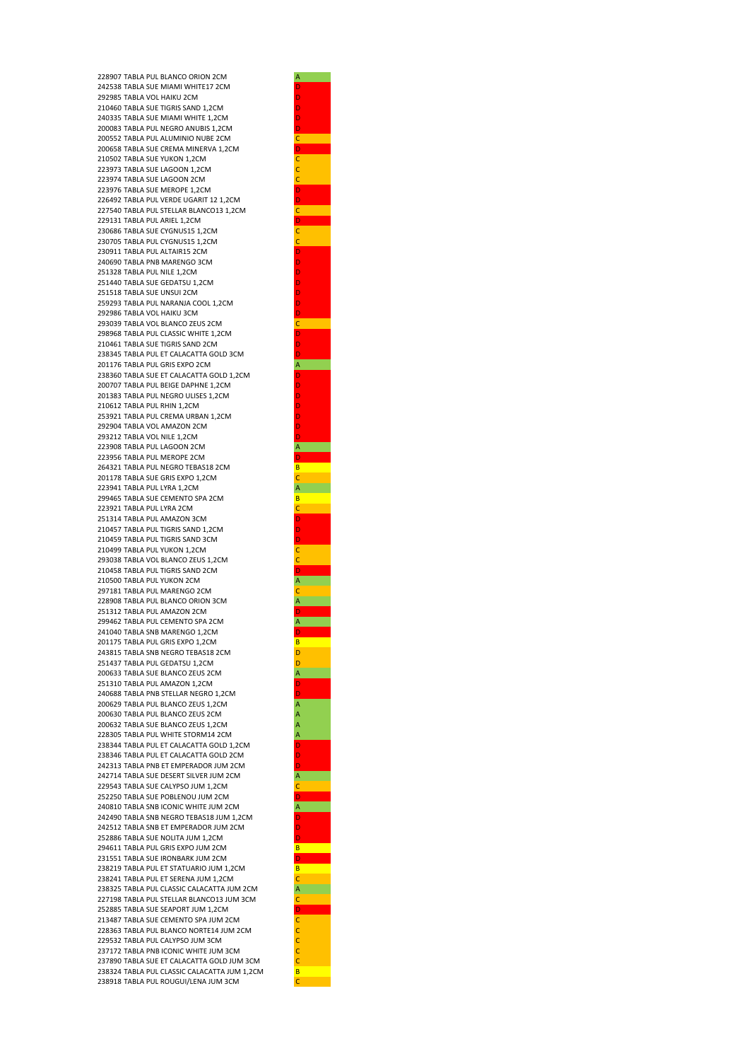| Código | Descripción | Clase |
|---|---|---|
| 228907 | TABLA PUL BLANCO ORION 2CM | A |
| 242538 | TABLA SUE MIAMI WHITE17 2CM | D |
| 292985 | TABLA VOL HAIKU 2CM | D |
| 210460 | TABLA SUE TIGRIS SAND 1,2CM | D |
| 240335 | TABLA SUE MIAMI WHITE 1,2CM | D |
| 200083 | TABLA PUL NEGRO ANUBIS 1,2CM | D |
| 200552 | TABLA PUL ALUMINIO NUBE 2CM | C |
| 200658 | TABLA SUE CREMA MINERVA 1,2CM | D |
| 210502 | TABLA SUE YUKON 1,2CM | C |
| 223973 | TABLA SUE LAGOON 1,2CM | C |
| 223974 | TABLA SUE LAGOON 2CM | C |
| 223976 | TABLA SUE MEROPE 1,2CM | D |
| 226492 | TABLA PUL VERDE UGARIT 12 1,2CM | D |
| 227540 | TABLA PUL STELLAR BLANCO13 1,2CM | C |
| 229131 | TABLA PUL ARIEL 1,2CM | D |
| 230686 | TABLA SUE CYGNUS15 1,2CM | C |
| 230705 | TABLA PUL CYGNUS15 1,2CM | C |
| 230911 | TABLA PUL ALTAIR15 2CM | D |
| 240690 | TABLA PNB MARENGO 3CM | D |
| 251328 | TABLA PUL NILE 1,2CM | D |
| 251440 | TABLA SUE GEDATSU 1,2CM | D |
| 251518 | TABLA SUE UNSUI 2CM | D |
| 259293 | TABLA PUL NARANJA COOL 1,2CM | D |
| 292986 | TABLA VOL HAIKU 3CM | D |
| 293039 | TABLA VOL BLANCO ZEUS 2CM | C |
| 298968 | TABLA PUL CLASSIC WHITE 1,2CM | D |
| 210461 | TABLA SUE TIGRIS SAND 2CM | D |
| 238345 | TABLA PUL ET CALACATTA GOLD 3CM | D |
| 201176 | TABLA PUL GRIS EXPO 2CM | A |
| 238360 | TABLA SUE ET CALACATTA GOLD 1,2CM | D |
| 200707 | TABLA PUL BEIGE DAPHNE 1,2CM | D |
| 201383 | TABLA PUL NEGRO ULISES 1,2CM | D |
| 210612 | TABLA PUL RHIN 1,2CM | D |
| 253921 | TABLA PUL CREMA URBAN 1,2CM | D |
| 292904 | TABLA VOL AMAZON 2CM | D |
| 293212 | TABLA VOL NILE 1,2CM | D |
| 223908 | TABLA PUL LAGOON 2CM | A |
| 223956 | TABLA PUL MEROPE 2CM | D |
| 264321 | TABLA PUL NEGRO TEBAS18 2CM | B |
| 201178 | TABLA SUE GRIS EXPO 1,2CM | C |
| 223941 | TABLA PUL LYRA 1,2CM | A |
| 299465 | TABLA SUE CEMENTO SPA 2CM | B |
| 223921 | TABLA PUL LYRA 2CM | C |
| 251314 | TABLA PUL AMAZON 3CM | D |
| 210457 | TABLA PUL TIGRIS SAND 1,2CM | D |
| 210459 | TABLA PUL TIGRIS SAND 3CM | D |
| 210499 | TABLA PUL YUKON 1,2CM | C |
| 293038 | TABLA VOL BLANCO ZEUS 1,2CM | C |
| 210458 | TABLA PUL TIGRIS SAND 2CM | D |
| 210500 | TABLA PUL YUKON 2CM | A |
| 297181 | TABLA PUL MARENGO 2CM | C |
| 228908 | TABLA PUL BLANCO ORION 3CM | A |
| 251312 | TABLA PUL AMAZON 2CM | D |
| 299462 | TABLA PUL CEMENTO SPA 2CM | A |
| 241040 | TABLA SNB MARENGO 1,2CM | D |
| 201175 | TABLA PUL GRIS EXPO 1,2CM | B |
| 243815 | TABLA SNB NEGRO TEBAS18 2CM | D |
| 251437 | TABLA PUL GEDATSU 1,2CM | D |
| 200633 | TABLA SUE BLANCO ZEUS 2CM | A |
| 251310 | TABLA PUL AMAZON 1,2CM | D |
| 240688 | TABLA PNB STELLAR NEGRO 1,2CM | D |
| 200629 | TABLA PUL BLANCO ZEUS 1,2CM | A |
| 200630 | TABLA PUL BLANCO ZEUS 2CM | A |
| 200632 | TABLA SUE BLANCO ZEUS 1,2CM | A |
| 228305 | TABLA PUL WHITE STORM14 2CM | A |
| 238344 | TABLA PUL ET CALACATTA GOLD 1,2CM | D |
| 238346 | TABLA PUL ET CALACATTA GOLD 2CM | D |
| 242313 | TABLA PNB ET EMPERADOR JUM 2CM | D |
| 242714 | TABLA SUE DESERT SILVER JUM 2CM | A |
| 229543 | TABLA SUE CALYPSO JUM 1,2CM | C |
| 252250 | TABLA SUE POBLENOU JUM 2CM | D |
| 240810 | TABLA SNB ICONIC WHITE JUM 2CM | A |
| 242490 | TABLA SNB NEGRO TEBAS18 JUM 1,2CM | D |
| 242512 | TABLA SNB ET EMPERADOR JUM 2CM | D |
| 252886 | TABLA SUE NOLITA JUM 1,2CM | D |
| 294611 | TABLA PUL GRIS EXPO JUM 2CM | B |
| 231551 | TABLA SUE IRONBARK JUM 2CM | D |
| 238219 | TABLA PUL ET STATUARIO JUM 1,2CM | B |
| 238241 | TABLA PUL ET SERENA JUM 1,2CM | C |
| 238325 | TABLA PUL CLASSIC CALACATTA JUM 2CM | A |
| 227198 | TABLA PUL STELLAR BLANCO13 JUM 3CM | C |
| 252885 | TABLA SUE SEAPORT JUM 1,2CM | D |
| 213487 | TABLA SUE CEMENTO SPA JUM 2CM | C |
| 228363 | TABLA PUL BLANCO NORTE14 JUM 2CM | C |
| 229532 | TABLA PUL CALYPSO JUM 3CM | C |
| 237172 | TABLA PNB ICONIC WHITE JUM 3CM | C |
| 237890 | TABLA SUE ET CALACATTA GOLD JUM 3CM | C |
| 238324 | TABLA PUL CLASSIC CALACATTA JUM 1,2CM | B |
| 238918 | TABLA PUL ROUGUI/LENA JUM 3CM | C |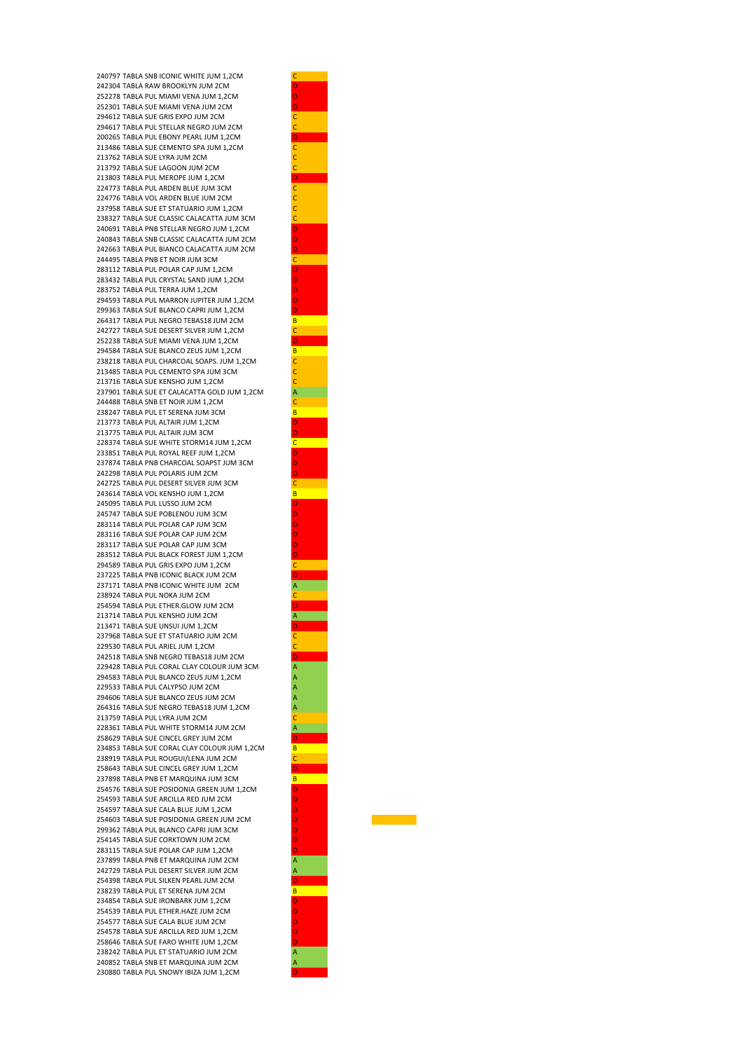| | |
|---|---|
| 240797 TABLA SNB ICONIC WHITE JUM 1,2CM | C |
| 242304 TABLA RAW BROOKLYN JUM 2CM | D |
| 252278 TABLA PUL MIAMI VENA JUM 1,2CM | D |
| 252301 TABLA SUE MIAMI VENA JUM 2CM | D |
| 294612 TABLA SUE GRIS EXPO JUM 2CM | C |
| 294617 TABLA PUL STELLAR NEGRO JUM 2CM | C |
| 200265 TABLA PUL EBONY PEARL JUM 1,2CM | D |
| 213486 TABLA SUE CEMENTO SPA JUM 1,2CM | C |
| 213762 TABLA SUE LYRA JUM 2CM | C |
| 213792 TABLA SUE LAGOON JUM 2CM | C |
| 213803 TABLA PUL MEROPE JUM 1,2CM | D |
| 224773 TABLA PUL ARDEN BLUE JUM 3CM | C |
| 224776 TABLA VOL ARDEN BLUE JUM 2CM | C |
| 237958 TABLA SUE ET STATUARIO JUM 1,2CM | C |
| 238327 TABLA SUE CLASSIC CALACATTA JUM 3CM | C |
| 240691 TABLA PNB STELLAR NEGRO JUM 1,2CM | D |
| 240843 TABLA SNB CLASSIC CALACATTA JUM 2CM | D |
| 242663 TABLA PUL BIANCO CALACATTA JUM 2CM | D |
| 244495 TABLA PNB ET NOIR JUM 3CM | C |
| 283112 TABLA PUL POLAR CAP JUM 1,2CM | D |
| 283432 TABLA PUL CRYSTAL SAND JUM 1,2CM | D |
| 283752 TABLA PUL TERRA JUM 1,2CM | D |
| 294593 TABLA PUL MARRON JUPITER JUM 1,2CM | D |
| 299363 TABLA SUE BLANCO CAPRI JUM 1,2CM | D |
| 264317 TABLA PUL NEGRO TEBAS18 JUM 2CM | B |
| 242727 TABLA SUE DESERT SILVER JUM 1,2CM | C |
| 252238 TABLA SUE MIAMI VENA JUM 1,2CM | D |
| 294584 TABLA SUE BLANCO ZEUS JUM 1,2CM | B |
| 238218 TABLA PUL CHARCOAL SOAPS. JUM 1,2CM | C |
| 213485 TABLA PUL CEMENTO SPA JUM 3CM | C |
| 213716 TABLA SUE KENSHO JUM 1,2CM | C |
| 237901 TABLA SUE ET CALACATTA GOLD JUM 1,2CM | A |
| 244488 TABLA SNB ET NOIR JUM 1,2CM | C |
| 238247 TABLA PUL ET SERENA JUM 3CM | B |
| 213773 TABLA PUL ALTAIR JUM 1,2CM | D |
| 213775 TABLA PUL ALTAIR JUM 3CM | D |
| 228374 TABLA SUE WHITE STORM14 JUM 1,2CM | C |
| 233851 TABLA PUL ROYAL REEF JUM 1,2CM | D |
| 237874 TABLA PNB CHARCOAL SOAPST JUM 3CM | D |
| 242298 TABLA PUL POLARIS JUM 2CM | D |
| 242725 TABLA PUL DESERT SILVER JUM 3CM | C |
| 243614 TABLA VOL KENSHO JUM 1,2CM | B |
| 245095 TABLA PUL LUSSO JUM 2CM | D |
| 245747 TABLA SUE POBLENOU JUM 3CM | D |
| 283114 TABLA PUL POLAR CAP JUM 3CM | D |
| 283116 TABLA SUE POLAR CAP JUM 2CM | D |
| 283117 TABLA SUE POLAR CAP JUM 3CM | D |
| 283512 TABLA PUL BLACK FOREST JUM 1,2CM | D |
| 294589 TABLA PUL GRIS EXPO JUM 1,2CM | C |
| 237225 TABLA PNB ICONIC BLACK JUM 2CM | D |
| 237171 TABLA PNB ICONIC WHITE JUM 2CM | A |
| 238924 TABLA PUL NOKA JUM 2CM | C |
| 254594 TABLA PUL ETHER.GLOW JUM 2CM | D |
| 213714 TABLA PUL KENSHO JUM 2CM | A |
| 213471 TABLA SUE UNSUI JUM 1,2CM | D |
| 237968 TABLA SUE ET STATUARIO JUM 2CM | C |
| 229530 TABLA PUL ARIEL JUM 1,2CM | C |
| 242518 TABLA SNB NEGRO TEBAS18 JUM 2CM | D |
| 229428 TABLA PUL CORAL CLAY COLOUR JUM 3CM | A |
| 294583 TABLA PUL BLANCO ZEUS JUM 1,2CM | A |
| 229533 TABLA PUL CALYPSO JUM 2CM | A |
| 294606 TABLA SUE BLANCO ZEUS JUM 2CM | A |
| 264316 TABLA SUE NEGRO TEBAS18 JUM 1,2CM | A |
| 213759 TABLA PUL LYRA JUM 2CM | C |
| 228361 TABLA PUL WHITE STORM14 JUM 2CM | A |
| 258629 TABLA SUE CINCEL GREY JUM 2CM | D |
| 234853 TABLA SUE CORAL CLAY COLOUR JUM 1,2CM | B |
| 238919 TABLA PUL ROUGUI/LENA JUM 2CM | C |
| 258643 TABLA SUE CINCEL GREY JUM 1,2CM | D |
| 237898 TABLA PNB ET MARQUINA JUM 3CM | B |
| 254576 TABLA SUE POSIDONIA GREEN JUM 1,2CM | D |
| 254593 TABLA SUE ARCILLA RED JUM 2CM | D |
| 254597 TABLA SUE CALA BLUE JUM 1,2CM | D |
| 254603 TABLA SUE POSIDONIA GREEN JUM 2CM | D |
| 299362 TABLA PUL BLANCO CAPRI JUM 3CM | D |
| 254145 TABLA SUE CORKTOWN JUM 2CM | D |
| 283115 TABLA SUE POLAR CAP JUM 1,2CM | D |
| 237899 TABLA PNB ET MARQUINA JUM 2CM | A |
| 242729 TABLA PUL DESERT SILVER JUM 2CM | A |
| 254398 TABLA PUL SILKEN PEARL JUM 2CM | D |
| 238239 TABLA PUL ET SERENA JUM 2CM | B |
| 234854 TABLA SUE IRONBARK JUM 1,2CM | D |
| 254539 TABLA PUL ETHER.HAZE JUM 2CM | D |
| 254577 TABLA SUE CALA BLUE JUM 2CM | D |
| 254578 TABLA SUE ARCILLA RED JUM 1,2CM | D |
| 258646 TABLA SUE FARO WHITE JUM 1,2CM | D |
| 238242 TABLA PUL ET STATUARIO JUM 2CM | A |
| 240852 TABLA SNB ET MARQUINA JUM 2CM | A |
| 230880 TABLA PUL SNOWY IBIZA JUM 1,2CM | D |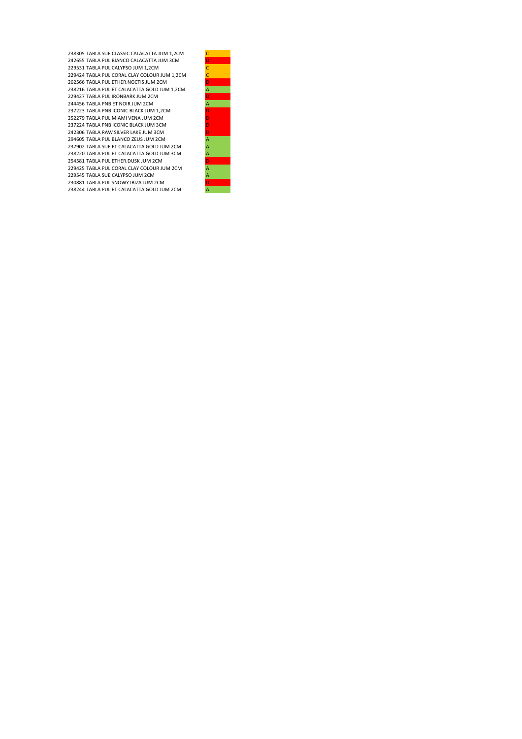| | | |
|---|---|---|
| 238305 | TABLA SUE CLASSIC CALACATTA JUM 1,2CM | C |
| 242655 | TABLA PUL BIANCO CALACATTA JUM 3CM | D |
| 229531 | TABLA PUL CALYPSO JUM 1,2CM | C |
| 229424 | TABLA PUL CORAL CLAY COLOUR JUM 1,2CM | C |
| 262566 | TABLA PUL ETHER.NOCTIS JUM 2CM | D |
| 238216 | TABLA PUL ET CALACATTA GOLD JUM 1,2CM | A |
| 229427 | TABLA PUL IRONBARK JUM 2CM | D |
| 244456 | TABLA PNB ET NOIR JUM 2CM | A |
| 237223 | TABLA PNB ICONIC BLACK JUM 1,2CM | D |
| 252279 | TABLA PUL MIAMI VENA JUM 2CM | D |
| 237224 | TABLA PNB ICONIC BLACK JUM 3CM | D |
| 242306 | TABLA RAW SILVER LAKE JUM 3CM | D |
| 294605 | TABLA PUL BLANCO ZEUS JUM 2CM | A |
| 237902 | TABLA SUE ET CALACATTA GOLD JUM 2CM | A |
| 238220 | TABLA PUL ET CALACATTA GOLD JUM 3CM | A |
| 254581 | TABLA PUL ETHER.DUSK JUM 2CM | D |
| 229425 | TABLA PUL CORAL CLAY COLOUR JUM 2CM | A |
| 229545 | TABLA SUE CALYPSO JUM 2CM | A |
| 230881 | TABLA PUL SNOWY IBIZA JUM 2CM | D |
| 238244 | TABLA PUL ET CALACATTA GOLD JUM 2CM | A |